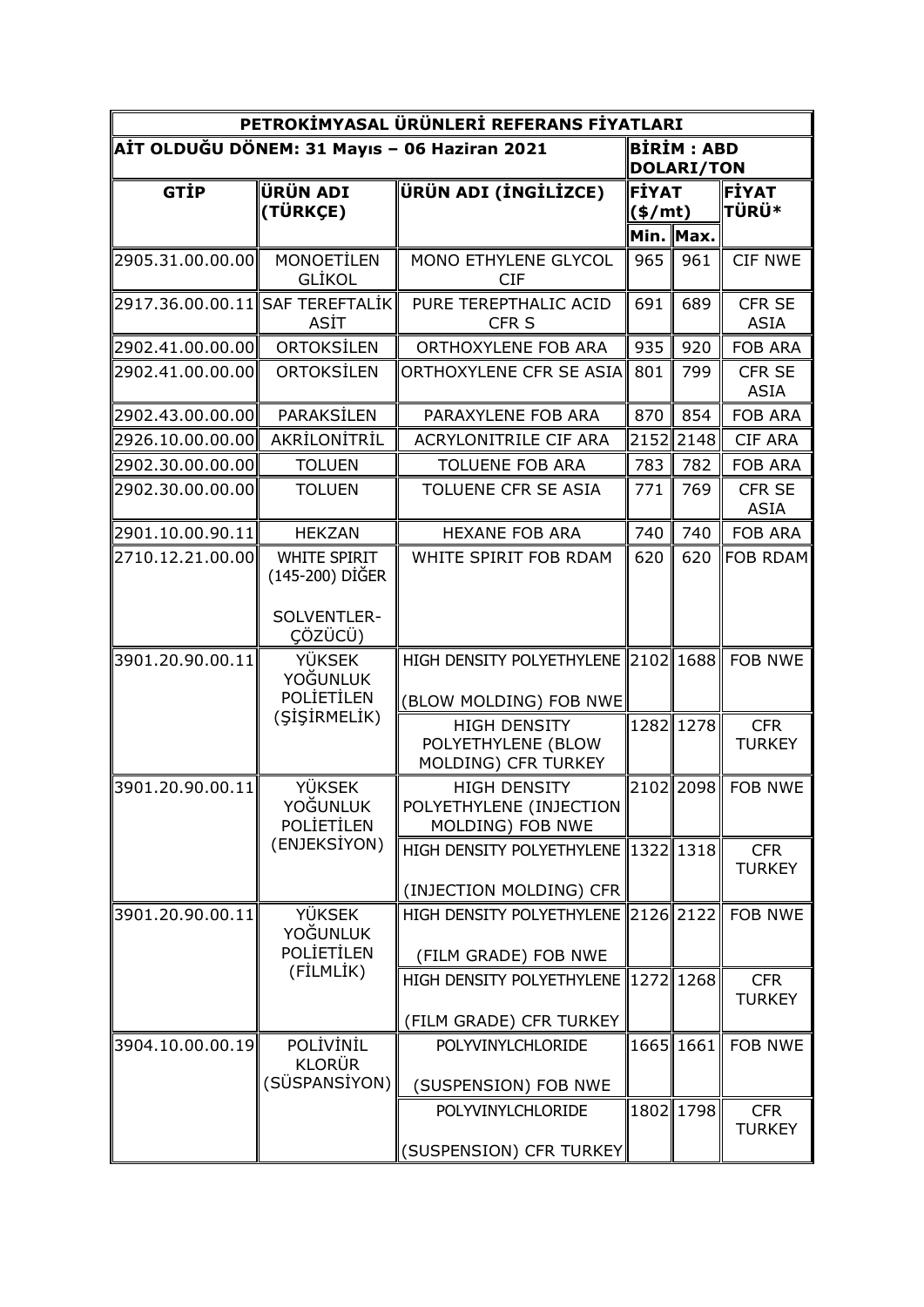| PETROKİMYASAL ÜRÜNLERİ REFERANS FİYATLARI | | | | | |
|---|---|---|---|---|---|
| **AİT OLDUĞU DÖNEM: 31 Mayıs – 06 Haziran 2021** | | | **BİRİM : ABD DOLARI/TON** | | |
| **GTİP** | **ÜRÜN ADI (TÜRKÇE)** | **ÜRÜN ADI (İNGİLİZCE)** | **FİYAT ($/mt)** | | **FİYAT TÜRÜ*** |
| | | | **Min.** | **Max.** | |
| 2905.31.00.00.00 | MONOETİLEN GLİKOL | MONO ETHYLENE GLYCOL CIF | 965 | 961 | CIF NWE |
| 2917.36.00.00.11 | SAF TEREFTALİK ASİT | PURE TEREPTHALIC ACID CFR S | 691 | 689 | CFR SE ASIA |
| 2902.41.00.00.00 | ORTOKSİLEN | ORTHOXYLENE FOB ARA | 935 | 920 | FOB ARA |
| 2902.41.00.00.00 | ORTOKSİLEN | ORTHOXYLENE CFR SE ASIA | 801 | 799 | CFR SE ASIA |
| 2902.43.00.00.00 | PARAKSİLEN | PARAXYLENE FOB ARA | 870 | 854 | FOB ARA |
| 2926.10.00.00.00 | AKRİLONİTRİL | ACRYLONITRILE CIF ARA | 2152 | 2148 | CIF ARA |
| 2902.30.00.00.00 | TOLUEN | TOLUENE FOB ARA | 783 | 782 | FOB ARA |
| 2902.30.00.00.00 | TOLUEN | TOLUENE CFR SE ASIA | 771 | 769 | CFR SE ASIA |
| 2901.10.00.90.11 | HEKZAN | HEXANE FOB ARA | 740 | 740 | FOB ARA |
| 2710.12.21.00.00 | WHITE SPIRIT (145-200) DİĞER SOLVENTLER-ÇÖZÜCÜ) | WHITE SPIRIT FOB RDAM | 620 | 620 | FOB RDAM |
| 3901.20.90.00.11 | YÜKSEK YOĞUNLUK POLİETİLEN (ŞİŞİRMELİK) | HIGH DENSITY POLYETHYLENE (BLOW MOLDING) FOB NWE | 2102 | 1688 | FOB NWE |
| | | HIGH DENSITY POLYETHYLENE (BLOW MOLDING) CFR TURKEY | 1282 | 1278 | CFR TURKEY |
| 3901.20.90.00.11 | YÜKSEK YOĞUNLUK POLİETİLEN (ENJEKSİYON) | HIGH DENSITY POLYETHYLENE (INJECTION MOLDING) FOB NWE | 2102 | 2098 | FOB NWE |
| | | HIGH DENSITY POLYETHYLENE (INJECTION MOLDING) CFR | 1322 | 1318 | CFR TURKEY |
| 3901.20.90.00.11 | YÜKSEK YOĞUNLUK POLİETİLEN (FİLMLİK) | HIGH DENSITY POLYETHYLENE (FILM GRADE) FOB NWE | 2126 | 2122 | FOB NWE |
| | | HIGH DENSITY POLYETHYLENE (FILM GRADE) CFR TURKEY | 1272 | 1268 | CFR TURKEY |
| 3904.10.00.00.19 | POLİVİNİL KLORÜR (SÜSPANSİYON) | POLYVINYLCHLORIDE (SUSPENSION) FOB NWE | 1665 | 1661 | FOB NWE |
| | | POLYVINYLCHLORIDE (SUSPENSION) CFR TURKEY | 1802 | 1798 | CFR TURKEY |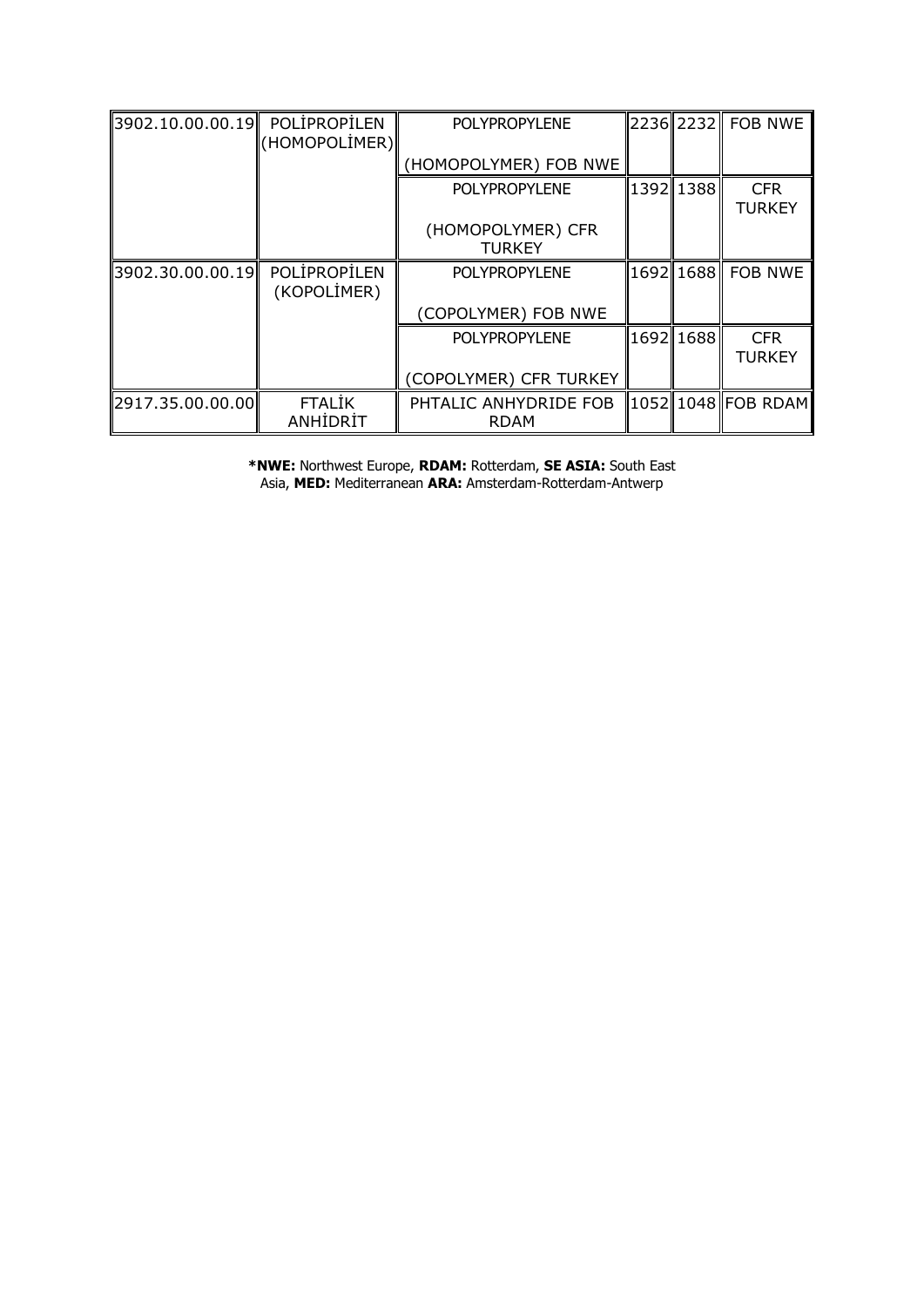| | | | | | |
|---|---|---|---|---|---|
| 3902.10.00.00.19 | POLİPROPİLEN (HOMOPOLİMER) | POLYPROPYLENE (HOMOPOLYMER) FOB NWE | 2236 | 2232 | FOB NWE |
| | | POLYPROPYLENE (HOMOPOLYMER) CFR TURKEY | 1392 | 1388 | CFR TURKEY |
| 3902.30.00.00.19 | POLİPROPİLEN (KOPOLİMER) | POLYPROPYLENE (COPOLYMER) FOB NWE | 1692 | 1688 | FOB NWE |
| | | POLYPROPYLENE (COPOLYMER) CFR TURKEY | 1692 | 1688 | CFR TURKEY |
| 2917.35.00.00.00 | FTALİK ANHİDRİT | PHTALIC ANHYDRIDE FOB RDAM | 1052 | 1048 | FOB RDAM |

***NWE:** Northwest Europe, **RDAM:** Rotterdam, **SE ASIA:** South East Asia, **MED:** Mediterranean **ARA:** Amsterdam-Rotterdam-Antwerp